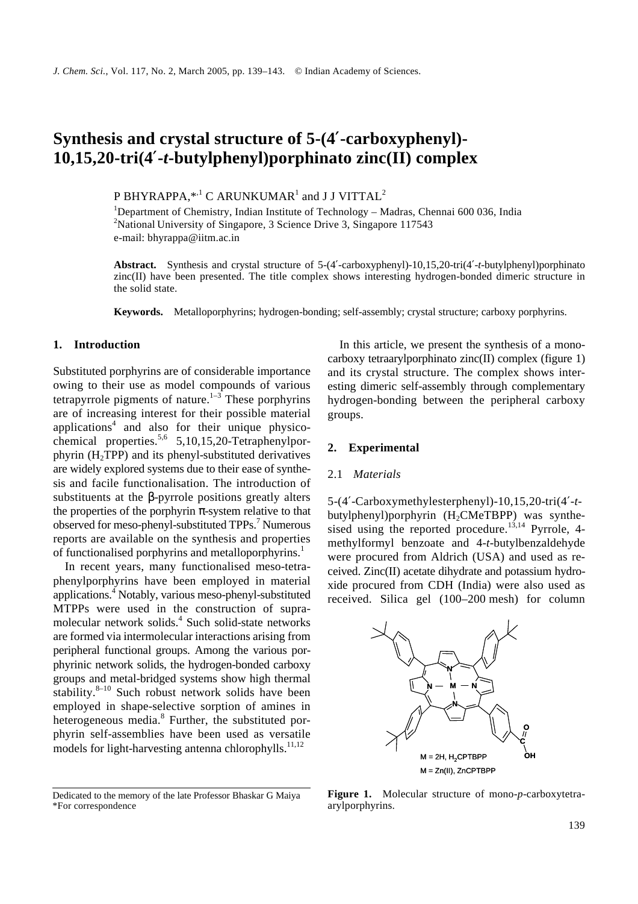# Synthesis and crystal structure of 5-(4′-carboxyphenyl)-10,15,20-tri(4′-*t*-butylphenyl)porphinato zinc(II) complex

P BHYRAPPA,*[1] C ARUNKUMAR[1] and J J VITTAL[2]

[1]Department of Chemistry, Indian Institute of Technology – Madras, Chennai 600 036, India
[2]National University of Singapore, 3 Science Drive 3, Singapore 117543
e-mail: bhyrappa@iitm.ac.in

**Abstract.** Synthesis and crystal structure of 5-(4′-carboxyphenyl)-10,15,20-tri(4′-*t*-butylphenyl)porphinato zinc(II) have been presented. The title complex shows interesting hydrogen-bonded dimeric structure in the solid state.

**Keywords.** Metalloporphyrins; hydrogen-bonding; self-assembly; crystal structure; carboxy porphyrins.

## 1. Introduction

Substituted porphyrins are of considerable importance owing to their use as model compounds of various tetrapyrrole pigments of nature.[1–3] These porphyrins are of increasing interest for their possible material applications[4] and also for their unique physicochemical properties.[5,6] 5,10,15,20-Tetraphenylporphyrin ($H_2TPP$) and its phenyl-substituted derivatives are widely explored systems due to their ease of synthesis and facile functionalisation. The introduction of substituents at the β-pyrrole positions greatly alters the properties of the porphyrin π-system relative to that observed for meso-phenyl-substituted TPPs.[7] Numerous reports are available on the synthesis and properties of functionalised porphyrins and metalloporphyrins.[1]

In recent years, many functionalised meso-tetraphenylporphyrins have been employed in material applications.[4] Notably, various meso-phenyl-substituted MTPPs were used in the construction of supramolecular network solids.[4] Such solid-state networks are formed via intermolecular interactions arising from peripheral functional groups. Among the various porphyrinic network solids, the hydrogen-bonded carboxy groups and metal-bridged systems show high thermal stability.[8–10] Such robust network solids have been employed in shape-selective sorption of amines in heterogeneous media.[8] Further, the substituted porphyrin self-assemblies have been used as versatile models for light-harvesting antenna chlorophylls.[11,12]

Dedicated to the memory of the late Professor Bhaskar G Maiya
*For correspondence

In this article, we present the synthesis of a monocarboxy tetraarylporphinato zinc(II) complex (figure 1) and its crystal structure. The complex shows interesting dimeric self-assembly through complementary hydrogen-bonding between the peripheral carboxy groups.

## 2. Experimental

### 2.1 *Materials*

5-(4′-Carboxymethylesterphenyl)-10,15,20-tri(4′-*t*-butylphenyl)porphyrin ($H_2CMeTBPP$) was synthesised using the reported procedure.[13,14] Pyrrole, 4-methylformyl benzoate and 4-*t*-butylbenzaldehyde were procured from Aldrich (USA) and used as received. Zinc(II) acetate dihydrate and potassium hydroxide procured from CDH (India) were also used as received. Silica gel (100–200 mesh) for column

M = 2H, $H_2CPTBPP$
M = Zn(II), ZnCPTBPP

**Figure 1.** Molecular structure of mono-*p*-carboxytetraarylporphyrins.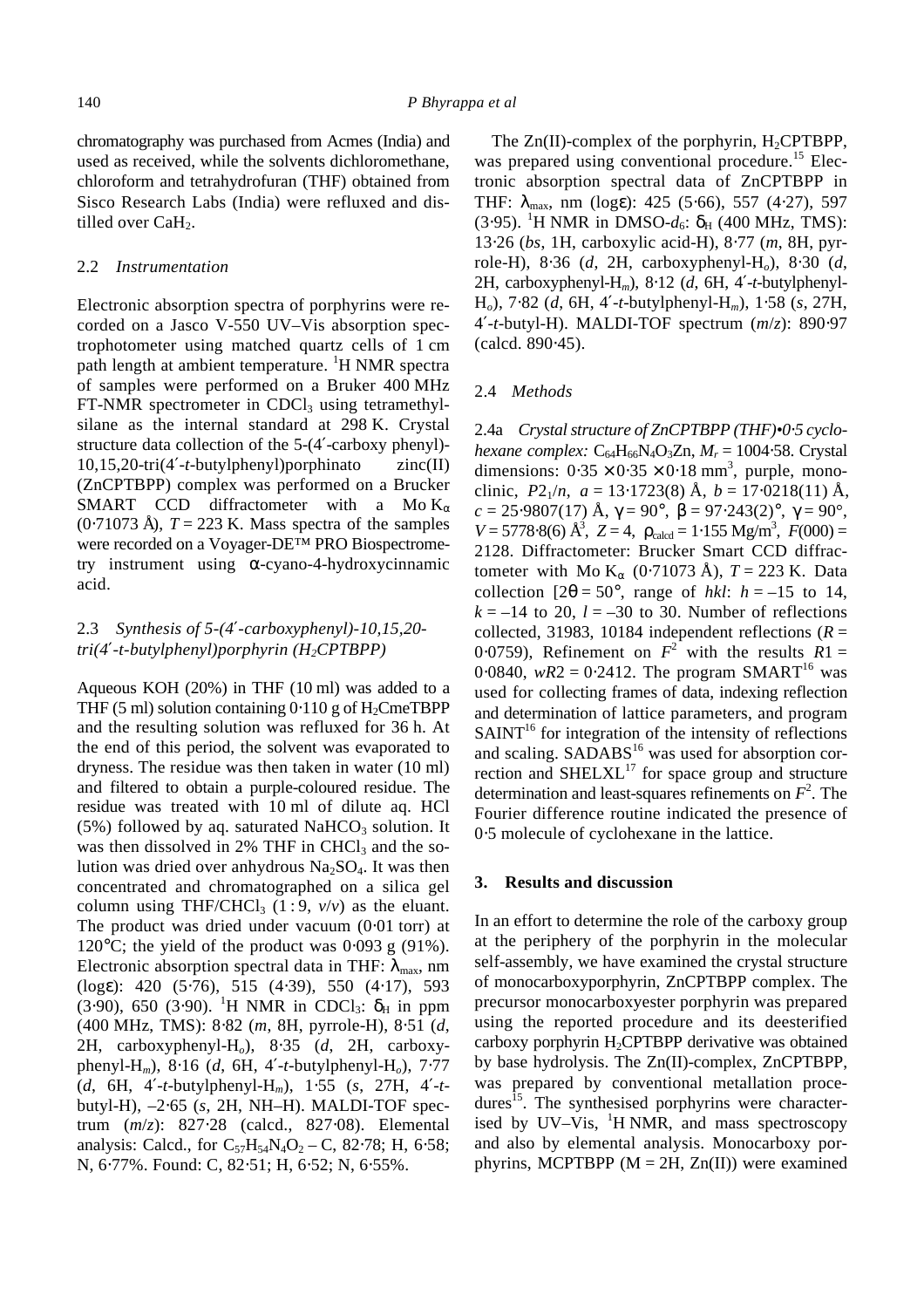chromatography was purchased from Acmes (India) and used as received, while the solvents dichloromethane, chloroform and tetrahydrofuran (THF) obtained from Sisco Research Labs (India) were refluxed and distilled over $CaH_2$.

### 2.2 *Instrumentation*

Electronic absorption spectra of porphyrins were recorded on a Jasco V-550 UV–Vis absorption spectrophotometer using matched quartz cells of 1 cm path length at ambient temperature. $^1$H NMR spectra of samples were performed on a Bruker 400 MHz FT-NMR spectrometer in $CDCl_3$ using tetramethylsilane as the internal standard at 298 K. Crystal structure data collection of the 5-(4′-carboxy phenyl)-10,15,20-tri(4′-*t*-butylphenyl)porphinato zinc(II) (ZnCPTBPP) complex was performed on a Brucker SMART CCD diffractometer with a Mo $K_\alpha$ (0·71073 Å), $T$ = 223 K. Mass spectra of the samples were recorded on a Voyager-DE™ PRO Biospectrometry instrument using α-cyano-4-hydroxycinnamic acid.

### 2.3 *Synthesis of 5-(4′-carboxyphenyl)-10,15,20-tri(4′-t-butylphenyl)porphyrin ($H_2$CPTBPP)*

Aqueous KOH (20%) in THF (10 ml) was added to a THF (5 ml) solution containing 0·110 g of $H_2$CmeTBPP and the resulting solution was refluxed for 36 h. At the end of this period, the solvent was evaporated to dryness. The residue was then taken in water (10 ml) and filtered to obtain a purple-coloured residue. The residue was treated with 10 ml of dilute aq. HCl (5%) followed by aq. saturated $NaHCO_3$ solution. It was then dissolved in 2% THF in $CHCl_3$ and the solution was dried over anhydrous $Na_2SO_4$. It was then concentrated and chromatographed on a silica gel column using THF/$CHCl_3$ (1 : 9, *v*/*v*) as the eluant. The product was dried under vacuum (0·01 torr) at 120°C; the yield of the product was 0·093 g (91%). Electronic absorption spectral data in THF: $\lambda_{max}$, nm (logε): 420 (5·76), 515 (4·39), 550 (4·17), 593 (3·90), 650 (3·90). $^1$H NMR in $CDCl_3$: $\delta_H$ in ppm (400 MHz, TMS): 8·82 (*m*, 8H, pyrrole-H), 8·51 (*d*, 2H, carboxyphenyl-$H_o$), 8·35 (*d*, 2H, carboxyphenyl-$H_m$), 8·16 (*d*, 6H, 4′-*t*-butylphenyl-$H_o$), 7·77 (*d*, 6H, 4′-*t*-butylphenyl-$H_m$), 1·55 (*s*, 27H, 4′-*t*-butyl-H), –2·65 (*s*, 2H, NH–H). MALDI-TOF spectrum (*m*/*z*): 827·28 (calcd., 827·08). Elemental analysis: Calcd., for $C_{57}H_{54}N_4O_2$ – C, 82·78; H, 6·58; N, 6·77%. Found: C, 82·51; H, 6·52; N, 6·55%.

The Zn(II)-complex of the porphyrin, $H_2$CPTBPP, was prepared using conventional procedure.[15] Electronic absorption spectral data of ZnCPTBPP in THF: $\lambda_{max}$, nm (logε): 425 (5·66), 557 (4·27), 597 (3·95). $^1$H NMR in DMSO-$d_6$: $\delta_H$ (400 MHz, TMS): 13·26 (*bs*, 1H, carboxylic acid-H), 8·77 (*m*, 8H, pyrrole-H), 8·36 (*d*, 2H, carboxyphenyl-$H_o$), 8·30 (*d*, 2H, carboxyphenyl-$H_m$), 8·12 (*d*, 6H, 4′-*t*-butylphenyl-$H_o$), 7·82 (*d*, 6H, 4′-*t*-butylphenyl-$H_m$), 1·58 (*s*, 27H, 4′-*t*-butyl-H). MALDI-TOF spectrum (*m*/*z*): 890·97 (calcd. 890·45).

### 2.4 *Methods*

2.4a *Crystal structure of ZnCPTBPP (THF)•0·5 cyclohexane complex:* $C_{64}H_{66}N_4O_3Zn$, $M_r$ = 1004·58. Crystal dimensions: 0·35 × 0·35 × 0·18 mm$^3$, purple, monoclinic, $P2_1/n$, $a$ = 13·1723(8) Å, $b$ = 17·0218(11) Å, $c$ = 25·9807(17) Å, γ = 90°, β = 97·243(2)°, γ = 90°, $V$ = 5778·8(6) Å$^3$, $Z$ = 4, $\rho_{calcd}$ = 1·155 Mg/m$^3$, $F$(000) = 2128. Diffractometer: Brucker Smart CCD diffractometer with Mo $K_\alpha$ (0·71073 Å), $T$ = 223 K. Data collection [2θ = 50°, range of *hkl*: $h$ = –15 to 14, $k$ = –14 to 20, $l$ = –30 to 30. Number of reflections collected, 31983, 10184 independent reflections ($R$ = 0·0759), Refinement on $F^2$ with the results $R1$ = 0·0840, $wR2$ = 0·2412. The program SMART[16] was used for collecting frames of data, indexing reflection and determination of lattice parameters, and program SAINT[16] for integration of the intensity of reflections and scaling. SADABS[16] was used for absorption correction and SHELXL[17] for space group and structure determination and least-squares refinements on $F^2$. The Fourier difference routine indicated the presence of 0·5 molecule of cyclohexane in the lattice.

## 3. Results and discussion

In an effort to determine the role of the carboxy group at the periphery of the porphyrin in the molecular self-assembly, we have examined the crystal structure of monocarboxyporphyrin, ZnCPTBPP complex. The precursor monocarboxyester porphyrin was prepared using the reported procedure and its deesterified carboxy porphyrin $H_2$CPTBPP derivative was obtained by base hydrolysis. The Zn(II)-complex, ZnCPTBPP, was prepared by conventional metallation procedures[15]. The synthesised porphyrins were characterised by UV–Vis, $^1$H NMR, and mass spectroscopy and also by elemental analysis. Monocarboxy porphyrins, MCPTBPP (M = 2H, Zn(II)) were examined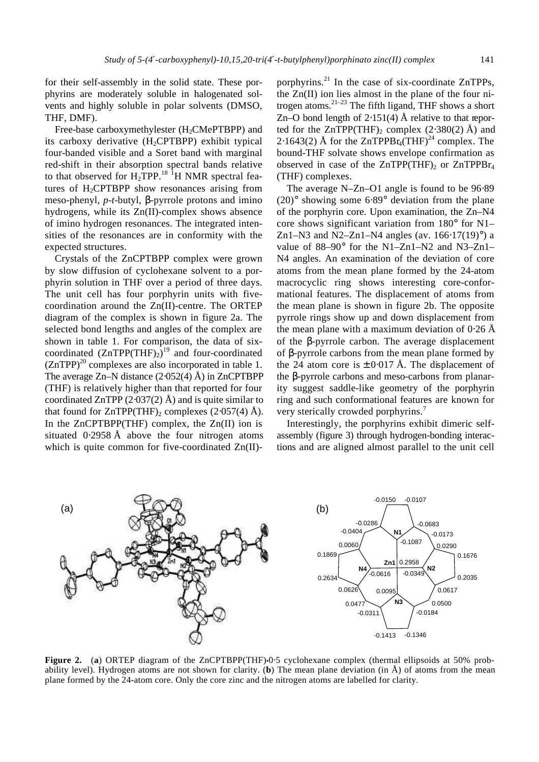for their self-assembly in the solid state. These porphyrins are moderately soluble in halogenated solvents and highly soluble in polar solvents (DMSO, THF, DMF).

Free-base carboxymethylester ($H_2CMePTBPP$) and its carboxy derivative ($H_2CPTBPP$) exhibit typical four-banded visible and a Soret band with marginal red-shift in their absorption spectral bands relative to that observed for $H_2TPP$.[18] $^1H$ NMR spectral features of $H_2CPTBPP$ show resonances arising from meso-phenyl, *p*-*t*-butyl, β-pyrrole protons and imino hydrogens, while its Zn(II)-complex shows absence of imino hydrogen resonances. The integrated intensities of the resonances are in conformity with the expected structures.

Crystals of the ZnCPTBPP complex were grown by slow diffusion of cyclohexane solvent to a porphyrin solution in THF over a period of three days. The unit cell has four porphyrin units with five-coordination around the Zn(II)-centre. The ORTEP diagram of the complex is shown in figure 2a. The selected bond lengths and angles of the complex are shown in table 1. For comparison, the data of six-coordinated ($ZnTPP(THF)_2$)[19] and four-coordinated (ZnTPP)[20] complexes are also incorporated in table 1. The average Zn–N distance (2·052(4) Å) in ZnCPTBPP (THF) is relatively higher than that reported for four coordinated ZnTPP (2·037(2) Å) and is quite similar to that found for $ZnTPP(THF)_2$ complexes (2·057(4) Å). In the ZnCPTBPP(THF) complex, the Zn(II) ion is situated 0·2958 Å above the four nitrogen atoms which is quite common for five-coordinated Zn(II)-porphyrins.[21] In the case of six-coordinate ZnTPPs, the Zn(II) ion lies almost in the plane of the four nitrogen atoms.[21–23] The fifth ligand, THF shows a short Zn–O bond length of 2·151(4) Å relative to that reported for the $ZnTPP(THF)_2$ complex (2·380(2) Å) and 2·1643(2) Å for the $ZnTPPBr_4(THF)$[24] complex. The bound-THF solvate shows envelope confirmation as observed in case of the $ZnTPP(THF)_2$ or $ZnTPPBr_4$ (THF) complexes.

The average N–Zn–O1 angle is found to be 96·89 (20)° showing some 6·89° deviation from the plane of the porphyrin core. Upon examination, the Zn–N4 core shows significant variation from 180° for N1–Zn1–N3 and N2–Zn1–N4 angles (av. 166·17(19)°) a value of 88–90° for the N1–Zn1–N2 and N3–Zn1–N4 angles. An examination of the deviation of core atoms from the mean plane formed by the 24-atom macrocyclic ring shows interesting core-conformational features. The displacement of atoms from the mean plane is shown in figure 2b. The opposite pyrrole rings show up and down displacement from the mean plane with a maximum deviation of 0·26 Å of the β-pyrrole carbon. The average displacement of β-pyrrole carbons from the mean plane formed by the 24 atom core is ± 0·017 Å. The displacement of the β-pyrrole carbons and meso-carbons from planarity suggest saddle-like geometry of the porphyrin ring and such conformational features are known for very sterically crowded porphyrins.[7]

Interestingly, the porphyrins exhibit dimeric self-assembly (figure 3) through hydrogen-bonding interactions and are aligned almost parallel to the unit cell

**Figure 2.** (**a**) ORTEP diagram of the ZnCPTBPP(THF)•0·5 cyclohexane complex (thermal ellipsoids at 50% probability level). Hydrogen atoms are not shown for clarity. (**b**) The mean plane deviation (in Å) of atoms from the mean plane formed by the 24-atom core. Only the core zinc and the nitrogen atoms are labelled for clarity.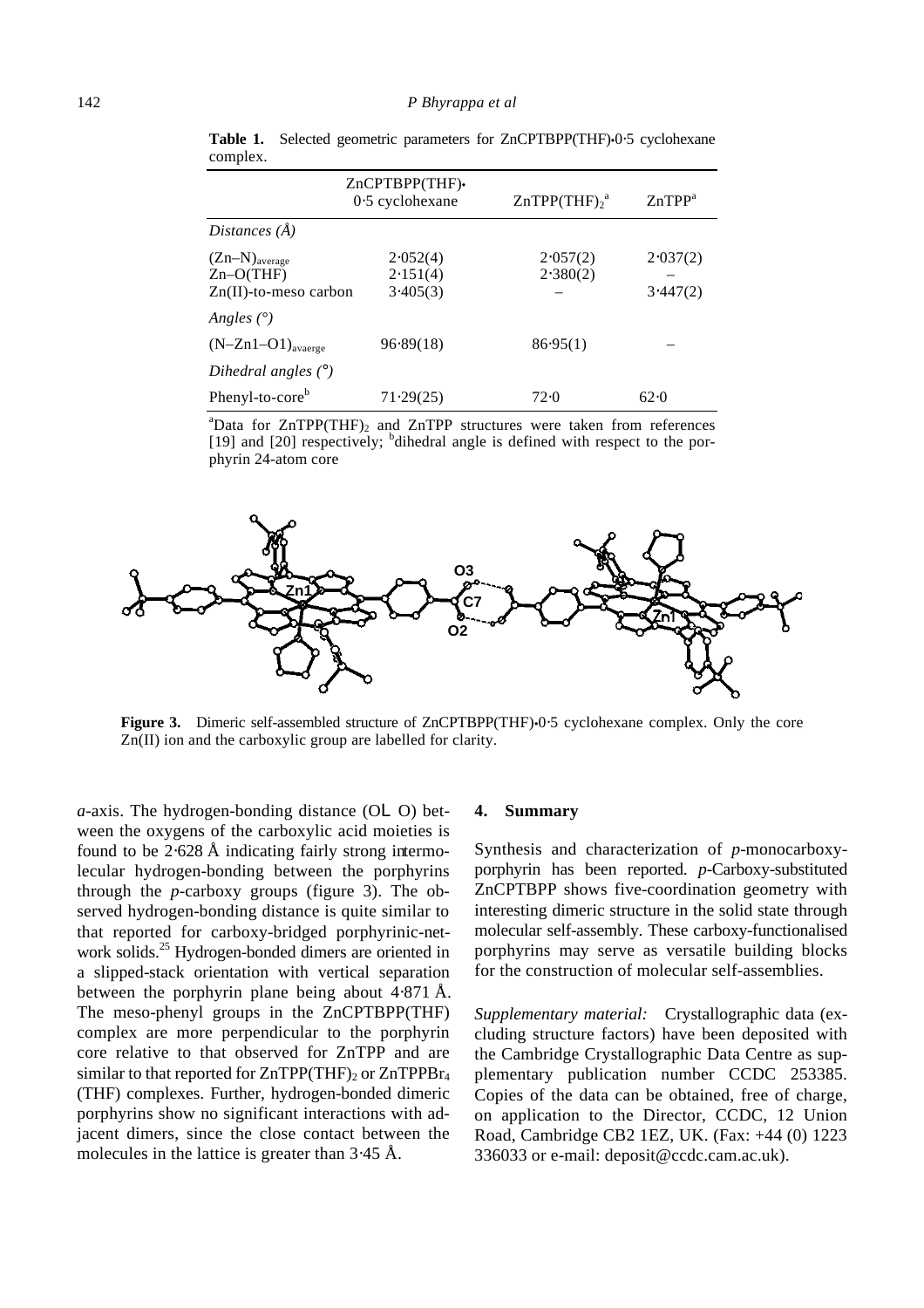**Table 1.** Selected geometric parameters for ZnCPTBPP(THF)•0·5 cyclohexane complex.

| | ZnCPTBPP(THF)• 0·5 cyclohexane | $ZnTPP(THF)_2$[a] | ZnTPP[a] |
|---|---|---|---|
| *Distances (Å)* | | | |
| $(Zn–N)_{average}$ | 2·052(4) | 2·057(2) | 2·037(2) |
| Zn–O(THF) | 2·151(4) | 2·380(2) | – |
| Zn(II)-to-meso carbon | 3·405(3) | – | 3·447(2) |
| *Angles (°)* | | | |
| $(N–Zn1–O1)_{avaerge}$ | 96·89(18) | 86·95(1) | – |
| *Dihedral angles (°)* | | | |
| Phenyl-to-core[b] | 71·29(25) | 72·0 | 62·0 |

[a]Data for $ZnTPP(THF)_2$ and ZnTPP structures were taken from references [19] and [20] respectively; [b]dihedral angle is defined with respect to the porphyrin 24-atom core

**Figure 3.** Dimeric self-assembled structure of ZnCPTBPP(THF)•0·5 cyclohexane complex. Only the core Zn(II) ion and the carboxylic group are labelled for clarity.

*a*-axis. The hydrogen-bonding distance (O…O) between the oxygens of the carboxylic acid moieties is found to be 2·628 Å indicating fairly strong intermolecular hydrogen-bonding between the porphyrins through the *p*-carboxy groups (figure 3). The observed hydrogen-bonding distance is quite similar to that reported for carboxy-bridged porphyrinic-network solids.[25] Hydrogen-bonded dimers are oriented in a slipped-stack orientation with vertical separation between the porphyrin plane being about 4·871 Å. The meso-phenyl groups in the ZnCPTBPP(THF) complex are more perpendicular to the porphyrin core relative to that observed for ZnTPP and are similar to that reported for $ZnTPP(THF)_2$ or $ZnTPPBr_4$ (THF) complexes. Further, hydrogen-bonded dimeric porphyrins show no significant interactions with adjacent dimers, since the close contact between the molecules in the lattice is greater than 3·45 Å.

## 4. Summary

Synthesis and characterization of *p*-monocarboxyporphyrin has been reported. *p*-Carboxy-substituted ZnCPTBPP shows five-coordination geometry with interesting dimeric structure in the solid state through molecular self-assembly. These carboxy-functionalised porphyrins may serve as versatile building blocks for the construction of molecular self-assemblies.

*Supplementary material:* Crystallographic data (excluding structure factors) have been deposited with the Cambridge Crystallographic Data Centre as supplementary publication number CCDC 253385. Copies of the data can be obtained, free of charge, on application to the Director, CCDC, 12 Union Road, Cambridge CB2 1EZ, UK. (Fax: +44 (0) 1223 336033 or e-mail: deposit@ccdc.cam.ac.uk).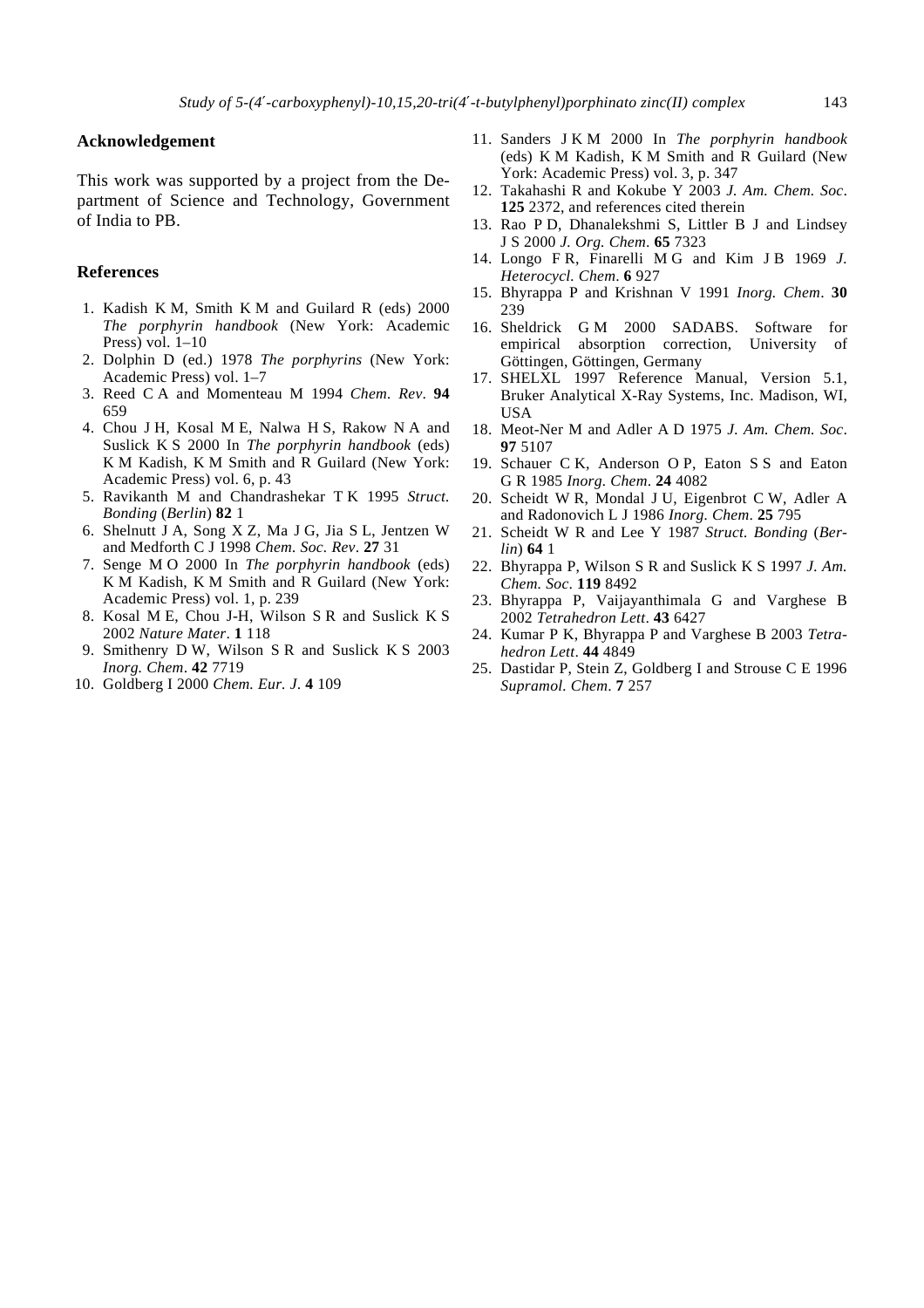## Acknowledgement

This work was supported by a project from the Department of Science and Technology, Government of India to PB.

## References

1. Kadish K M, Smith K M and Guilard R (eds) 2000 *The porphyrin handbook* (New York: Academic Press) vol. 1–10
2. Dolphin D (ed.) 1978 *The porphyrins* (New York: Academic Press) vol. 1–7
3. Reed C A and Momenteau M 1994 *Chem. Rev*. **94** 659
4. Chou J H, Kosal M E, Nalwa H S, Rakow N A and Suslick K S 2000 In *The porphyrin handbook* (eds) K M Kadish, K M Smith and R Guilard (New York: Academic Press) vol. 6, p. 43
5. Ravikanth M and Chandrashekar T K 1995 *Struct. Bonding* (*Berlin*) **82** 1
6. Shelnutt J A, Song X Z, Ma J G, Jia S L, Jentzen W and Medforth C J 1998 *Chem. Soc. Rev*. **27** 31
7. Senge M O 2000 In *The porphyrin handbook* (eds) K M Kadish, K M Smith and R Guilard (New York: Academic Press) vol. 1, p. 239
8. Kosal M E, Chou J-H, Wilson S R and Suslick K S 2002 *Nature Mater*. **1** 118
9. Smithenry D W, Wilson S R and Suslick K S 2003 *Inorg. Chem*. **42** 7719
10. Goldberg I 2000 *Chem. Eur. J*. **4** 109
11. Sanders J K M 2000 In *The porphyrin handbook* (eds) K M Kadish, K M Smith and R Guilard (New York: Academic Press) vol. 3, p. 347
12. Takahashi R and Kokube Y 2003 *J. Am. Chem. Soc*. **125** 2372, and references cited therein
13. Rao P D, Dhanalekshmi S, Littler B J and Lindsey J S 2000 *J. Org. Chem*. **65** 7323
14. Longo F R, Finarelli M G and Kim J B 1969 *J. Heterocycl. Chem*. **6** 927
15. Bhyrappa P and Krishnan V 1991 *Inorg. Chem*. **30** 239
16. Sheldrick G M 2000 SADABS. Software for empirical absorption correction, University of Göttingen, Göttingen, Germany
17. SHELXL 1997 Reference Manual, Version 5.1, Bruker Analytical X-Ray Systems, Inc. Madison, WI, USA
18. Meot-Ner M and Adler A D 1975 *J. Am. Chem. Soc*. **97** 5107
19. Schauer C K, Anderson O P, Eaton S S and Eaton G R 1985 *Inorg. Chem*. **24** 4082
20. Scheidt W R, Mondal J U, Eigenbrot C W, Adler A and Radonovich L J 1986 *Inorg. Chem*. **25** 795
21. Scheidt W R and Lee Y 1987 *Struct. Bonding* (*Berlin*) **64** 1
22. Bhyrappa P, Wilson S R and Suslick K S 1997 *J. Am. Chem. Soc*. **119** 8492
23. Bhyrappa P, Vaijayanthimala G and Varghese B 2002 *Tetrahedron Lett*. **43** 6427
24. Kumar P K, Bhyrappa P and Varghese B 2003 *Tetrahedron Lett*. **44** 4849
25. Dastidar P, Stein Z, Goldberg I and Strouse C E 1996 *Supramol. Chem*. **7** 257